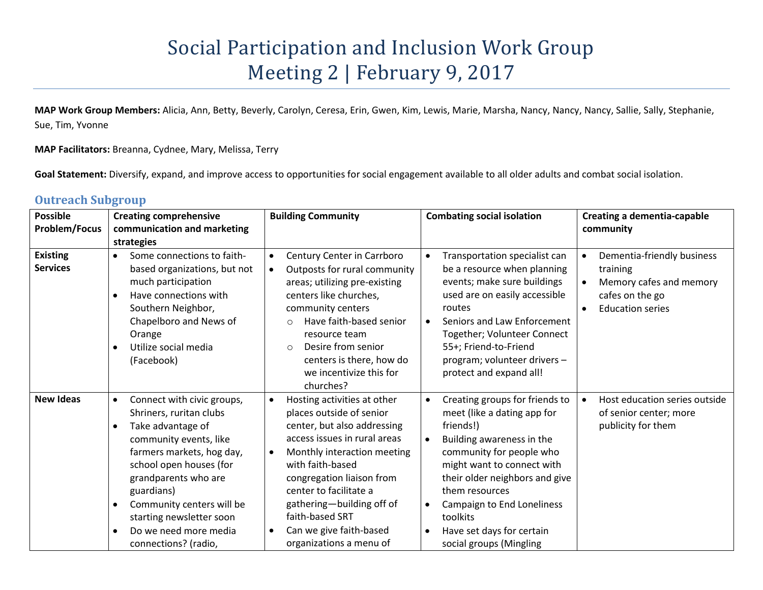# Social Participation and Inclusion Work Group
# Meeting 2 | February 9, 2017

**MAP Work Group Members:** Alicia, Ann, Betty, Beverly, Carolyn, Ceresa, Erin, Gwen, Kim, Lewis, Marie, Marsha, Nancy, Nancy, Nancy, Sallie, Sally, Stephanie, Sue, Tim, Yvonne

**MAP Facilitators:** Breanna, Cydnee, Mary, Melissa, Terry

**Goal Statement:** Diversify, expand, and improve access to opportunities for social engagement available to all older adults and combat social isolation.

## Outreach Subgroup

| Possible Problem/Focus | Creating comprehensive communication and marketing strategies | Building Community | Combating social isolation | Creating a dementia-capable community |
|---|---|---|---|---|
| **Existing Services** | • Some connections to faith-based organizations, but not much participation<br>• Have connections with Southern Neighbor, Chapelboro and News of Orange<br>• Utilize social media (Facebook) | • Century Center in Carrboro<br>• Outposts for rural community areas; utilizing pre-existing centers like churches, community centers<br>&nbsp;&nbsp;○ Have faith-based senior resource team<br>&nbsp;&nbsp;○ Desire from senior centers is there, how do we incentivize this for churches? | • Transportation specialist can be a resource when planning events; make sure buildings used are on easily accessible routes<br>• Seniors and Law Enforcement Together; Volunteer Connect 55+; Friend-to-Friend program; volunteer drivers – protect and expand all! | • Dementia-friendly business training<br>• Memory cafes and memory cafes on the go<br>• Education series |
| **New Ideas** | • Connect with civic groups, Shriners, ruritan clubs<br>• Take advantage of community events, like farmers markets, hog day, school open houses (for grandparents who are guardians)<br>• Community centers will be starting newsletter soon<br>• Do we need more media connections? (radio, | • Hosting activities at other places outside of senior center, but also addressing access issues in rural areas<br>• Monthly interaction meeting with faith-based congregation liaison from center to facilitate a gathering—building off of faith-based SRT<br>• Can we give faith-based organizations a menu of | • Creating groups for friends to meet (like a dating app for friends!)<br>• Building awareness in the community for people who might want to connect with their older neighbors and give them resources<br>• Campaign to End Loneliness toolkits<br>• Have set days for certain social groups (Mingling | • Host education series outside of senior center; more publicity for them |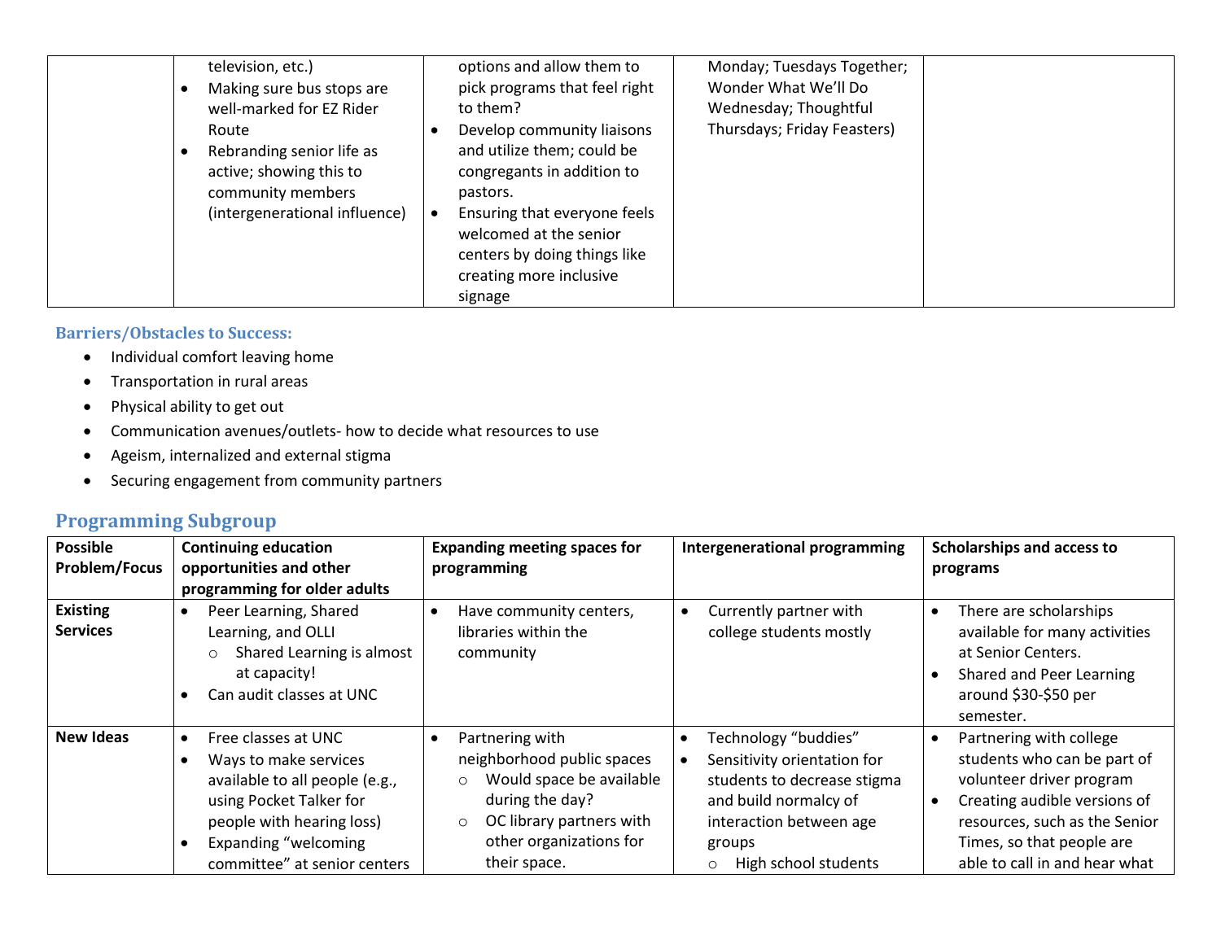| | | | | |
|---|---|---|---|---|
| | television, etc.)<br>• Making sure bus stops are well-marked for EZ Rider Route<br>• Rebranding senior life as active; showing this to community members (intergenerational influence) | options and allow them to pick programs that feel right to them?<br>• Develop community liaisons and utilize them; could be congregants in addition to pastors.<br>• Ensuring that everyone feels welcomed at the senior centers by doing things like creating more inclusive signage | Monday; Tuesdays Together; Wonder What We'll Do Wednesday; Thoughtful Thursdays; Friday Feasters) | |

### Barriers/Obstacles to Success:

- Individual comfort leaving home
- Transportation in rural areas
- Physical ability to get out
- Communication avenues/outlets- how to decide what resources to use
- Ageism, internalized and external stigma
- Securing engagement from community partners

## Programming Subgroup

| Possible Problem/Focus | Continuing education opportunities and other programming for older adults | Expanding meeting spaces for programming | Intergenerational programming | Scholarships and access to programs |
|---|---|---|---|---|
| **Existing Services** | • Peer Learning, Shared Learning, and OLLI<br>  ○ Shared Learning is almost at capacity!<br>• Can audit classes at UNC | • Have community centers, libraries within the community | • Currently partner with college students mostly | • There are scholarships available for many activities at Senior Centers.<br>• Shared and Peer Learning around $30-$50 per semester. |
| **New Ideas** | • Free classes at UNC<br>• Ways to make services available to all people (e.g., using Pocket Talker for people with hearing loss)<br>• Expanding "welcoming committee" at senior centers | • Partnering with neighborhood public spaces<br>  ○ Would space be available during the day?<br>  ○ OC library partners with other organizations for their space. | • Technology "buddies"<br>• Sensitivity orientation for students to decrease stigma and build normalcy of interaction between age groups<br>  ○ High school students | • Partnering with college students who can be part of volunteer driver program<br>• Creating audible versions of resources, such as the Senior Times, so that people are able to call in and hear what |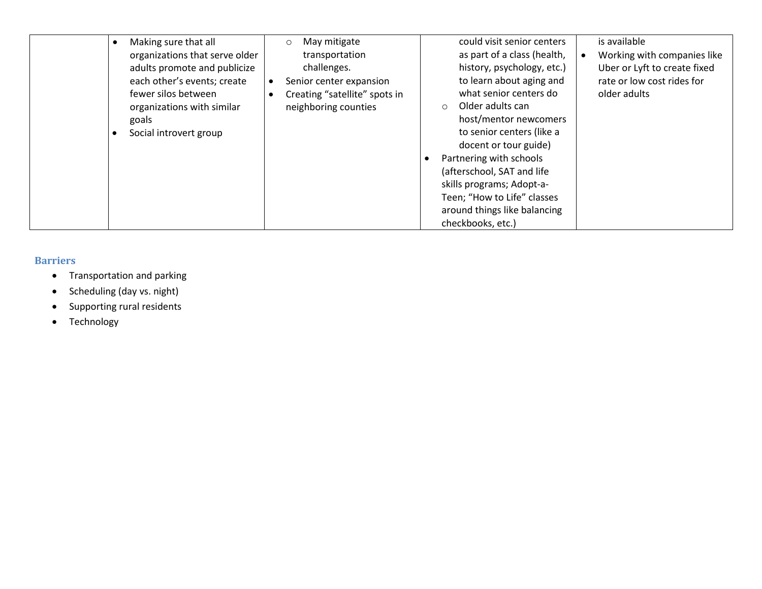| | | | | |
|---|---|---|---|---|
| | • Making sure that all organizations that serve older adults promote and publicize each other's events; create fewer silos between organizations with similar goals<br>• Social introvert group | ○ May mitigate transportation challenges.<br>• Senior center expansion<br>• Creating "satellite" spots in neighboring counties | could visit senior centers as part of a class (health, history, psychology, etc.) to learn about aging and what senior centers do<br>○ Older adults can host/mentor newcomers to senior centers (like a docent or tour guide)<br>• Partnering with schools (afterschool, SAT and life skills programs; Adopt-a-Teen; "How to Life" classes around things like balancing checkbooks, etc.) | is available<br>• Working with companies like Uber or Lyft to create fixed rate or low cost rides for older adults |

### Barriers

- Transportation and parking
- Scheduling (day vs. night)
- Supporting rural residents
- Technology